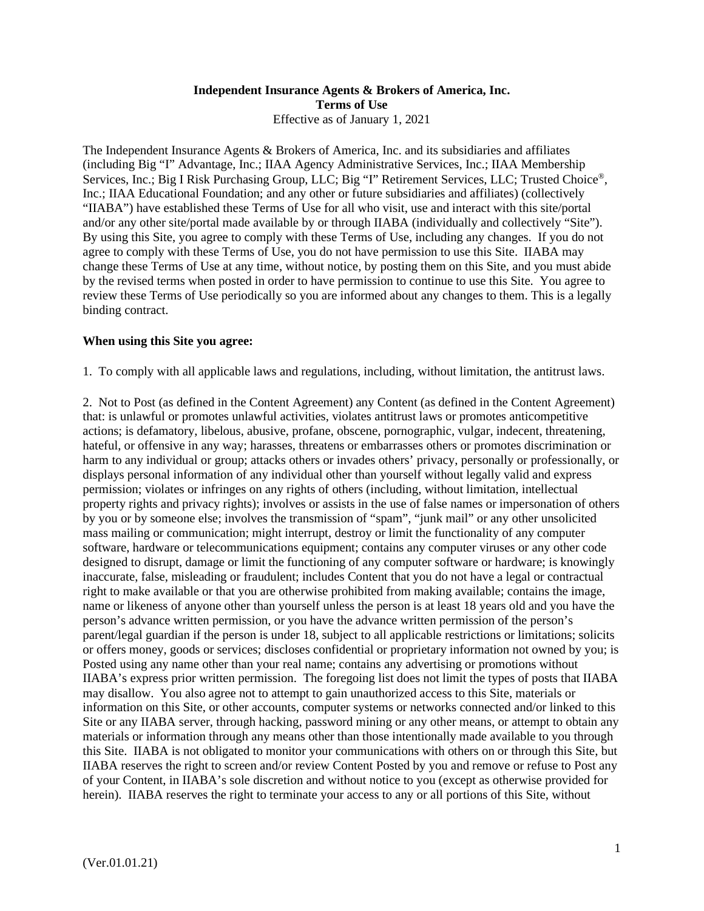**Independent Insurance Agents & Brokers of America, Inc.**
**Terms of Use**
Effective as of January 1, 2021

The Independent Insurance Agents & Brokers of America, Inc. and its subsidiaries and affiliates (including Big "I" Advantage, Inc.; IIAA Agency Administrative Services, Inc.; IIAA Membership Services, Inc.; Big I Risk Purchasing Group, LLC; Big "I" Retirement Services, LLC; Trusted Choice®, Inc.; IIAA Educational Foundation; and any other or future subsidiaries and affiliates) (collectively "IIABA") have established these Terms of Use for all who visit, use and interact with this site/portal and/or any other site/portal made available by or through IIABA (individually and collectively "Site"). By using this Site, you agree to comply with these Terms of Use, including any changes. If you do not agree to comply with these Terms of Use, you do not have permission to use this Site. IIABA may change these Terms of Use at any time, without notice, by posting them on this Site, and you must abide by the revised terms when posted in order to have permission to continue to use this Site. You agree to review these Terms of Use periodically so you are informed about any changes to them. This is a legally binding contract.

**When using this Site you agree:**

1. To comply with all applicable laws and regulations, including, without limitation, the antitrust laws.

2. Not to Post (as defined in the Content Agreement) any Content (as defined in the Content Agreement) that: is unlawful or promotes unlawful activities, violates antitrust laws or promotes anticompetitive actions; is defamatory, libelous, abusive, profane, obscene, pornographic, vulgar, indecent, threatening, hateful, or offensive in any way; harasses, threatens or embarrasses others or promotes discrimination or harm to any individual or group; attacks others or invades others' privacy, personally or professionally, or displays personal information of any individual other than yourself without legally valid and express permission; violates or infringes on any rights of others (including, without limitation, intellectual property rights and privacy rights); involves or assists in the use of false names or impersonation of others by you or by someone else; involves the transmission of "spam", "junk mail" or any other unsolicited mass mailing or communication; might interrupt, destroy or limit the functionality of any computer software, hardware or telecommunications equipment; contains any computer viruses or any other code designed to disrupt, damage or limit the functioning of any computer software or hardware; is knowingly inaccurate, false, misleading or fraudulent; includes Content that you do not have a legal or contractual right to make available or that you are otherwise prohibited from making available; contains the image, name or likeness of anyone other than yourself unless the person is at least 18 years old and you have the person's advance written permission, or you have the advance written permission of the person's parent/legal guardian if the person is under 18, subject to all applicable restrictions or limitations; solicits or offers money, goods or services; discloses confidential or proprietary information not owned by you; is Posted using any name other than your real name; contains any advertising or promotions without IIABA's express prior written permission. The foregoing list does not limit the types of posts that IIABA may disallow. You also agree not to attempt to gain unauthorized access to this Site, materials or information on this Site, or other accounts, computer systems or networks connected and/or linked to this Site or any IIABA server, through hacking, password mining or any other means, or attempt to obtain any materials or information through any means other than those intentionally made available to you through this Site. IIABA is not obligated to monitor your communications with others on or through this Site, but IIABA reserves the right to screen and/or review Content Posted by you and remove or refuse to Post any of your Content, in IIABA's sole discretion and without notice to you (except as otherwise provided for herein). IIABA reserves the right to terminate your access to any or all portions of this Site, without

(Ver.01.01.21)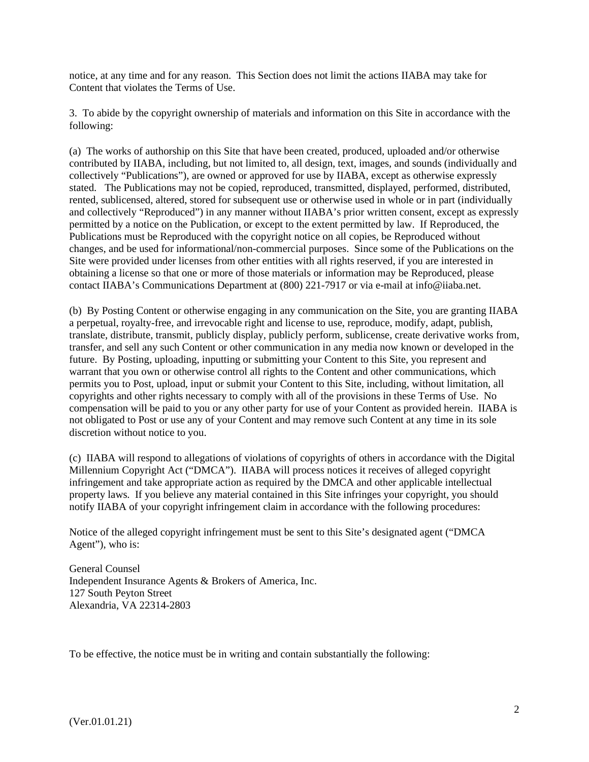notice, at any time and for any reason. This Section does not limit the actions IIABA may take for Content that violates the Terms of Use.

3. To abide by the copyright ownership of materials and information on this Site in accordance with the following:

(a) The works of authorship on this Site that have been created, produced, uploaded and/or otherwise contributed by IIABA, including, but not limited to, all design, text, images, and sounds (individually and collectively "Publications"), are owned or approved for use by IIABA, except as otherwise expressly stated. The Publications may not be copied, reproduced, transmitted, displayed, performed, distributed, rented, sublicensed, altered, stored for subsequent use or otherwise used in whole or in part (individually and collectively "Reproduced") in any manner without IIABA's prior written consent, except as expressly permitted by a notice on the Publication, or except to the extent permitted by law. If Reproduced, the Publications must be Reproduced with the copyright notice on all copies, be Reproduced without changes, and be used for informational/non-commercial purposes. Since some of the Publications on the Site were provided under licenses from other entities with all rights reserved, if you are interested in obtaining a license so that one or more of those materials or information may be Reproduced, please contact IIABA's Communications Department at (800) 221-7917 or via e-mail at info@iiaba.net.

(b) By Posting Content or otherwise engaging in any communication on the Site, you are granting IIABA a perpetual, royalty-free, and irrevocable right and license to use, reproduce, modify, adapt, publish, translate, distribute, transmit, publicly display, publicly perform, sublicense, create derivative works from, transfer, and sell any such Content or other communication in any media now known or developed in the future. By Posting, uploading, inputting or submitting your Content to this Site, you represent and warrant that you own or otherwise control all rights to the Content and other communications, which permits you to Post, upload, input or submit your Content to this Site, including, without limitation, all copyrights and other rights necessary to comply with all of the provisions in these Terms of Use. No compensation will be paid to you or any other party for use of your Content as provided herein. IIABA is not obligated to Post or use any of your Content and may remove such Content at any time in its sole discretion without notice to you.

(c) IIABA will respond to allegations of violations of copyrights of others in accordance with the Digital Millennium Copyright Act ("DMCA"). IIABA will process notices it receives of alleged copyright infringement and take appropriate action as required by the DMCA and other applicable intellectual property laws. If you believe any material contained in this Site infringes your copyright, you should notify IIABA of your copyright infringement claim in accordance with the following procedures:

Notice of the alleged copyright infringement must be sent to this Site's designated agent ("DMCA Agent"), who is:

General Counsel
Independent Insurance Agents & Brokers of America, Inc.
127 South Peyton Street
Alexandria, VA 22314-2803

To be effective, the notice must be in writing and contain substantially the following:

(Ver.01.01.21)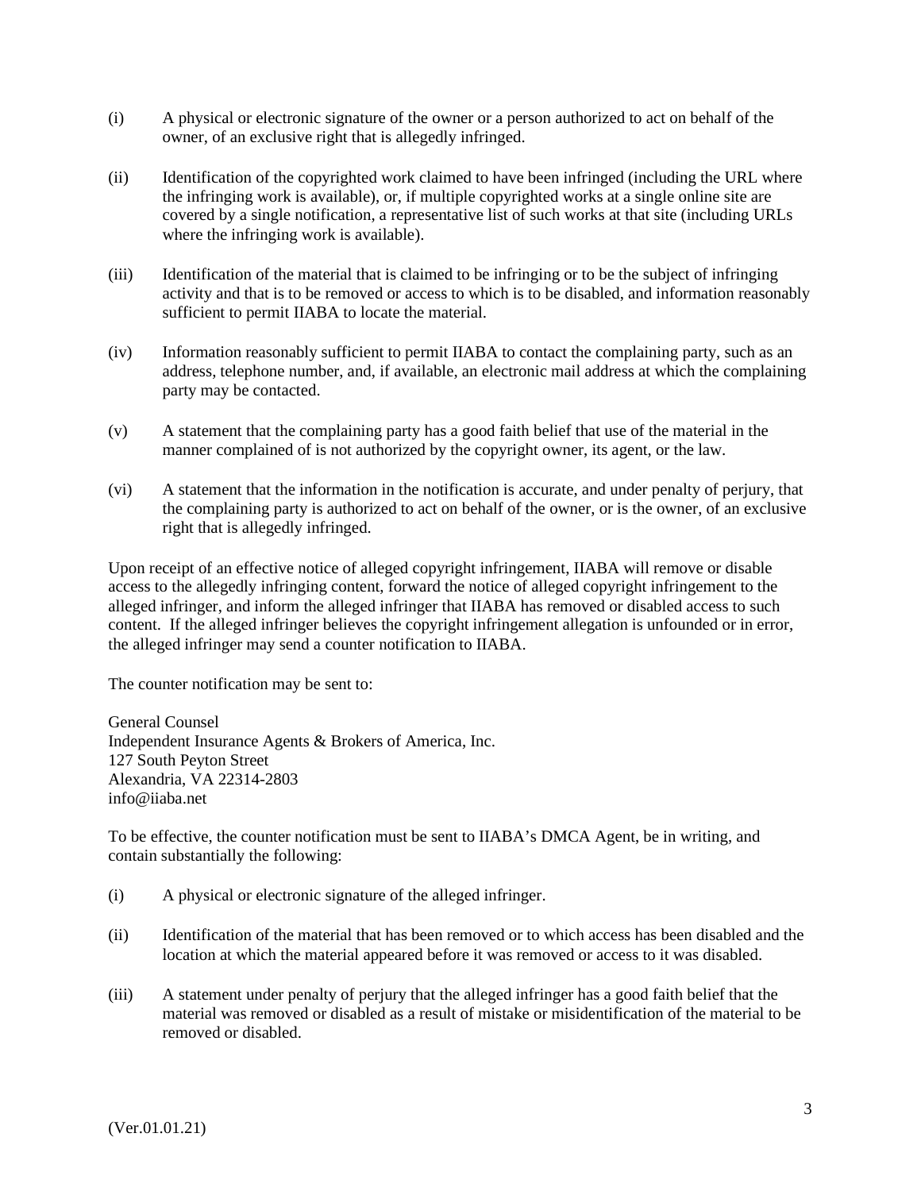(i) A physical or electronic signature of the owner or a person authorized to act on behalf of the owner, of an exclusive right that is allegedly infringed.

(ii) Identification of the copyrighted work claimed to have been infringed (including the URL where the infringing work is available), or, if multiple copyrighted works at a single online site are covered by a single notification, a representative list of such works at that site (including URLs where the infringing work is available).

(iii) Identification of the material that is claimed to be infringing or to be the subject of infringing activity and that is to be removed or access to which is to be disabled, and information reasonably sufficient to permit IIABA to locate the material.

(iv) Information reasonably sufficient to permit IIABA to contact the complaining party, such as an address, telephone number, and, if available, an electronic mail address at which the complaining party may be contacted.

(v) A statement that the complaining party has a good faith belief that use of the material in the manner complained of is not authorized by the copyright owner, its agent, or the law.

(vi) A statement that the information in the notification is accurate, and under penalty of perjury, that the complaining party is authorized to act on behalf of the owner, or is the owner, of an exclusive right that is allegedly infringed.

Upon receipt of an effective notice of alleged copyright infringement, IIABA will remove or disable access to the allegedly infringing content, forward the notice of alleged copyright infringement to the alleged infringer, and inform the alleged infringer that IIABA has removed or disabled access to such content. If the alleged infringer believes the copyright infringement allegation is unfounded or in error, the alleged infringer may send a counter notification to IIABA.

The counter notification may be sent to:

General Counsel
Independent Insurance Agents & Brokers of America, Inc.
127 South Peyton Street
Alexandria, VA 22314-2803
info@iiaba.net

To be effective, the counter notification must be sent to IIABA's DMCA Agent, be in writing, and contain substantially the following:

(i) A physical or electronic signature of the alleged infringer.

(ii) Identification of the material that has been removed or to which access has been disabled and the location at which the material appeared before it was removed or access to it was disabled.

(iii) A statement under penalty of perjury that the alleged infringer has a good faith belief that the material was removed or disabled as a result of mistake or misidentification of the material to be removed or disabled.

(Ver.01.01.21)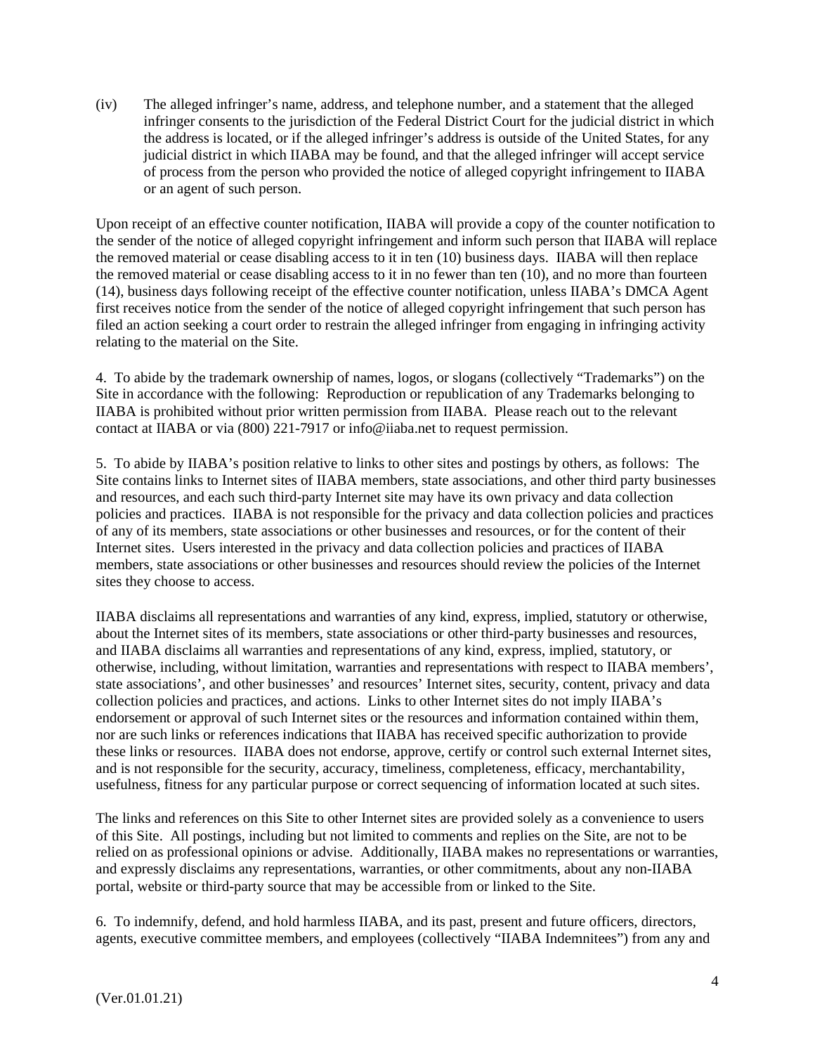(iv) The alleged infringer's name, address, and telephone number, and a statement that the alleged infringer consents to the jurisdiction of the Federal District Court for the judicial district in which the address is located, or if the alleged infringer's address is outside of the United States, for any judicial district in which IIABA may be found, and that the alleged infringer will accept service of process from the person who provided the notice of alleged copyright infringement to IIABA or an agent of such person.

Upon receipt of an effective counter notification, IIABA will provide a copy of the counter notification to the sender of the notice of alleged copyright infringement and inform such person that IIABA will replace the removed material or cease disabling access to it in ten (10) business days. IIABA will then replace the removed material or cease disabling access to it in no fewer than ten (10), and no more than fourteen (14), business days following receipt of the effective counter notification, unless IIABA's DMCA Agent first receives notice from the sender of the notice of alleged copyright infringement that such person has filed an action seeking a court order to restrain the alleged infringer from engaging in infringing activity relating to the material on the Site.

4. To abide by the trademark ownership of names, logos, or slogans (collectively "Trademarks") on the Site in accordance with the following: Reproduction or republication of any Trademarks belonging to IIABA is prohibited without prior written permission from IIABA. Please reach out to the relevant contact at IIABA or via (800) 221-7917 or info@iiaba.net to request permission.

5. To abide by IIABA's position relative to links to other sites and postings by others, as follows: The Site contains links to Internet sites of IIABA members, state associations, and other third party businesses and resources, and each such third-party Internet site may have its own privacy and data collection policies and practices. IIABA is not responsible for the privacy and data collection policies and practices of any of its members, state associations or other businesses and resources, or for the content of their Internet sites. Users interested in the privacy and data collection policies and practices of IIABA members, state associations or other businesses and resources should review the policies of the Internet sites they choose to access.

IIABA disclaims all representations and warranties of any kind, express, implied, statutory or otherwise, about the Internet sites of its members, state associations or other third-party businesses and resources, and IIABA disclaims all warranties and representations of any kind, express, implied, statutory, or otherwise, including, without limitation, warranties and representations with respect to IIABA members', state associations', and other businesses' and resources' Internet sites, security, content, privacy and data collection policies and practices, and actions. Links to other Internet sites do not imply IIABA's endorsement or approval of such Internet sites or the resources and information contained within them, nor are such links or references indications that IIABA has received specific authorization to provide these links or resources. IIABA does not endorse, approve, certify or control such external Internet sites, and is not responsible for the security, accuracy, timeliness, completeness, efficacy, merchantability, usefulness, fitness for any particular purpose or correct sequencing of information located at such sites.

The links and references on this Site to other Internet sites are provided solely as a convenience to users of this Site. All postings, including but not limited to comments and replies on the Site, are not to be relied on as professional opinions or advise. Additionally, IIABA makes no representations or warranties, and expressly disclaims any representations, warranties, or other commitments, about any non-IIABA portal, website or third-party source that may be accessible from or linked to the Site.

6. To indemnify, defend, and hold harmless IIABA, and its past, present and future officers, directors, agents, executive committee members, and employees (collectively "IIABA Indemnitees") from any and

(Ver.01.01.21)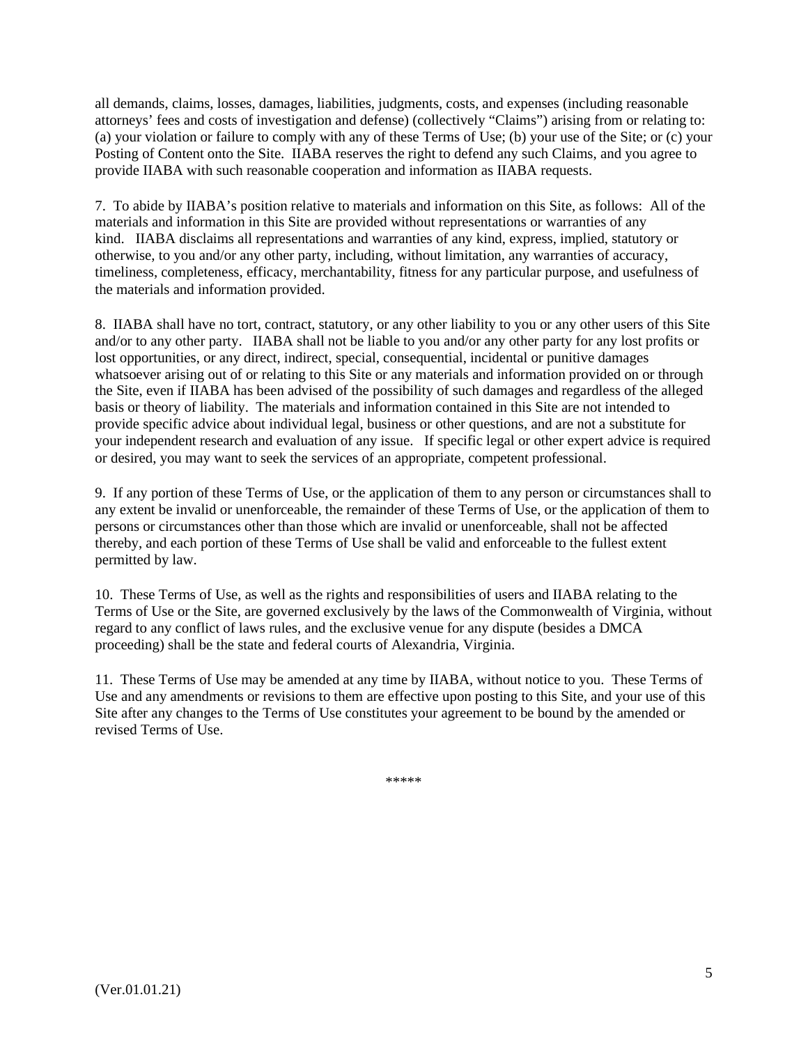all demands, claims, losses, damages, liabilities, judgments, costs, and expenses (including reasonable attorneys' fees and costs of investigation and defense) (collectively "Claims") arising from or relating to: (a) your violation or failure to comply with any of these Terms of Use; (b) your use of the Site; or (c) your Posting of Content onto the Site. IIABA reserves the right to defend any such Claims, and you agree to provide IIABA with such reasonable cooperation and information as IIABA requests.

7. To abide by IIABA's position relative to materials and information on this Site, as follows: All of the materials and information in this Site are provided without representations or warranties of any kind. IIABA disclaims all representations and warranties of any kind, express, implied, statutory or otherwise, to you and/or any other party, including, without limitation, any warranties of accuracy, timeliness, completeness, efficacy, merchantability, fitness for any particular purpose, and usefulness of the materials and information provided.

8. IIABA shall have no tort, contract, statutory, or any other liability to you or any other users of this Site and/or to any other party. IIABA shall not be liable to you and/or any other party for any lost profits or lost opportunities, or any direct, indirect, special, consequential, incidental or punitive damages whatsoever arising out of or relating to this Site or any materials and information provided on or through the Site, even if IIABA has been advised of the possibility of such damages and regardless of the alleged basis or theory of liability. The materials and information contained in this Site are not intended to provide specific advice about individual legal, business or other questions, and are not a substitute for your independent research and evaluation of any issue. If specific legal or other expert advice is required or desired, you may want to seek the services of an appropriate, competent professional.

9. If any portion of these Terms of Use, or the application of them to any person or circumstances shall to any extent be invalid or unenforceable, the remainder of these Terms of Use, or the application of them to persons or circumstances other than those which are invalid or unenforceable, shall not be affected thereby, and each portion of these Terms of Use shall be valid and enforceable to the fullest extent permitted by law.

10. These Terms of Use, as well as the rights and responsibilities of users and IIABA relating to the Terms of Use or the Site, are governed exclusively by the laws of the Commonwealth of Virginia, without regard to any conflict of laws rules, and the exclusive venue for any dispute (besides a DMCA proceeding) shall be the state and federal courts of Alexandria, Virginia.

11. These Terms of Use may be amended at any time by IIABA, without notice to you. These Terms of Use and any amendments or revisions to them are effective upon posting to this Site, and your use of this Site after any changes to the Terms of Use constitutes your agreement to be bound by the amended or revised Terms of Use.

*****

(Ver.01.01.21)